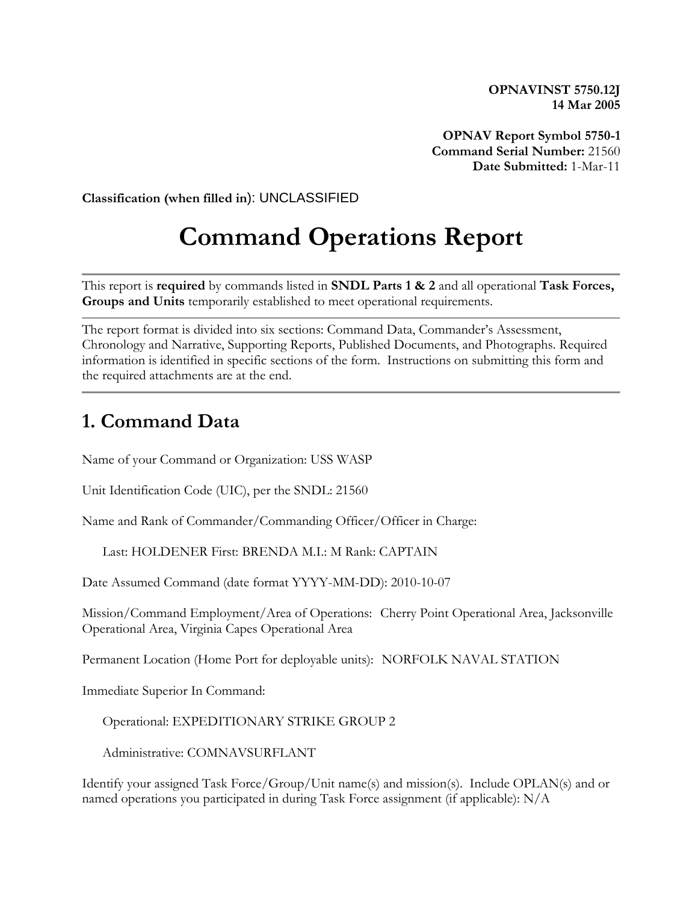**OPNAVINST 5750.12J**
**14 Mar 2005**

**OPNAV Report Symbol 5750-1**
**Command Serial Number:** 21560
**Date Submitted:** 1-Mar-11

**Classification (when filled in)**: UNCLASSIFIED

# Command Operations Report

---

This report is **required** by commands listed in **SNDL Parts 1 & 2** and all operational **Task Forces, Groups and Units** temporarily established to meet operational requirements.

---

The report format is divided into six sections: Command Data, Commander's Assessment, Chronology and Narrative, Supporting Reports, Published Documents, and Photographs. Required information is identified in specific sections of the form. Instructions on submitting this form and the required attachments are at the end.

---

## 1. Command Data

Name of your Command or Organization: USS WASP

Unit Identification Code (UIC), per the SNDL: 21560

Name and Rank of Commander/Commanding Officer/Officer in Charge:

Last: HOLDENER First: BRENDA M.I.: M Rank: CAPTAIN

Date Assumed Command (date format YYYY-MM-DD): 2010-10-07

Mission/Command Employment/Area of Operations: Cherry Point Operational Area, Jacksonville Operational Area, Virginia Capes Operational Area

Permanent Location (Home Port for deployable units): NORFOLK NAVAL STATION

Immediate Superior In Command:

Operational: EXPEDITIONARY STRIKE GROUP 2

Administrative: COMNAVSURFLANT

Identify your assigned Task Force/Group/Unit name(s) and mission(s). Include OPLAN(s) and or named operations you participated in during Task Force assignment (if applicable): N/A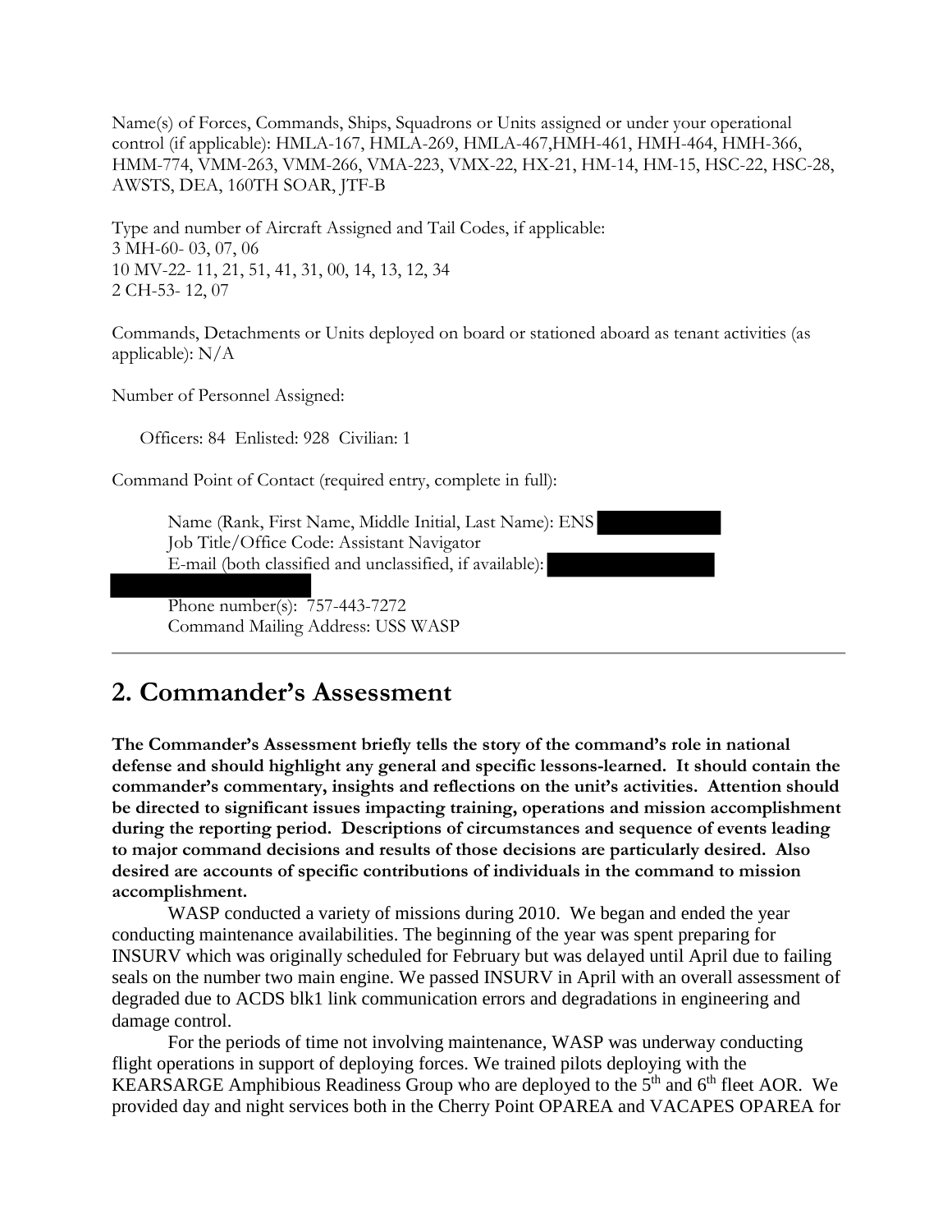Name(s) of Forces, Commands, Ships, Squadrons or Units assigned or under your operational control (if applicable): HMLA-167, HMLA-269, HMLA-467,HMH-461, HMH-464, HMH-366, HMM-774, VMM-263, VMM-266, VMA-223, VMX-22, HX-21, HM-14, HM-15, HSC-22, HSC-28, AWSTS, DEA, 160TH SOAR, JTF-B

Type and number of Aircraft Assigned and Tail Codes, if applicable:
3 MH-60- 03, 07, 06
10 MV-22- 11, 21, 51, 41, 31, 00, 14, 13, 12, 34
2 CH-53- 12, 07

Commands, Detachments or Units deployed on board or stationed aboard as tenant activities (as applicable): N/A

Number of Personnel Assigned:

Officers: 84 Enlisted: 928 Civilian: 1

Command Point of Contact (required entry, complete in full):

Name (Rank, First Name, Middle Initial, Last Name): ENS [REDACTED]
Job Title/Office Code: Assistant Navigator
E-mail (both classified and unclassified, if available): [REDACTED]
[REDACTED]
Phone number(s): 757-443-7272
Command Mailing Address: USS WASP

---

## 2. Commander's Assessment

**The Commander's Assessment briefly tells the story of the command's role in national defense and should highlight any general and specific lessons-learned. It should contain the commander's commentary, insights and reflections on the unit's activities. Attention should be directed to significant issues impacting training, operations and mission accomplishment during the reporting period. Descriptions of circumstances and sequence of events leading to major command decisions and results of those decisions are particularly desired. Also desired are accounts of specific contributions of individuals in the command to mission accomplishment.**

WASP conducted a variety of missions during 2010. We began and ended the year conducting maintenance availabilities. The beginning of the year was spent preparing for INSURV which was originally scheduled for February but was delayed until April due to failing seals on the number two main engine. We passed INSURV in April with an overall assessment of degraded due to ACDS blk1 link communication errors and degradations in engineering and damage control.

For the periods of time not involving maintenance, WASP was underway conducting flight operations in support of deploying forces. We trained pilots deploying with the KEARSARGE Amphibious Readiness Group who are deployed to the 5th and 6th fleet AOR. We provided day and night services both in the Cherry Point OPAREA and VACAPES OPAREA for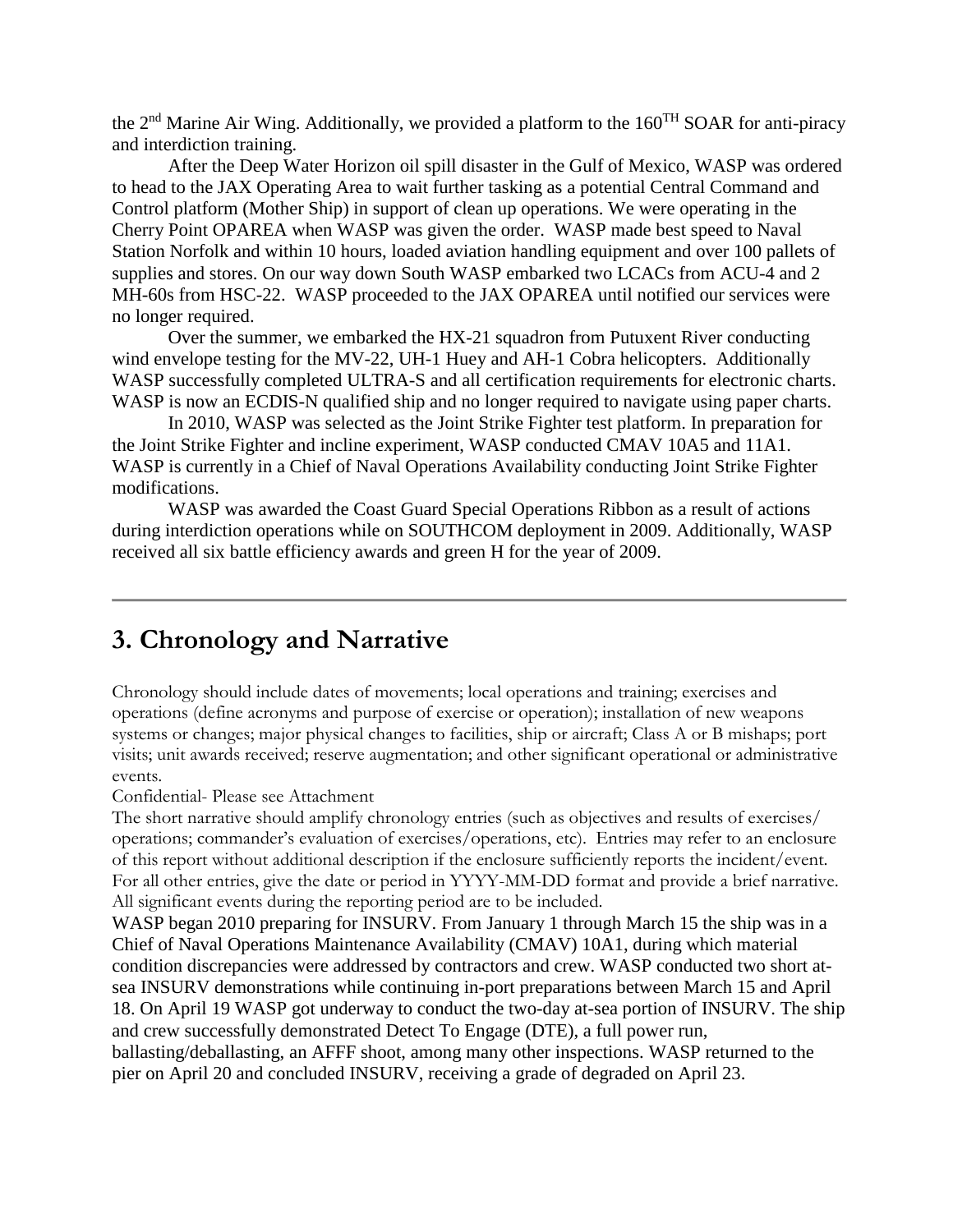the 2nd Marine Air Wing. Additionally, we provided a platform to the 160TH SOAR for anti-piracy and interdiction training.

After the Deep Water Horizon oil spill disaster in the Gulf of Mexico, WASP was ordered to head to the JAX Operating Area to wait further tasking as a potential Central Command and Control platform (Mother Ship) in support of clean up operations. We were operating in the Cherry Point OPAREA when WASP was given the order. WASP made best speed to Naval Station Norfolk and within 10 hours, loaded aviation handling equipment and over 100 pallets of supplies and stores. On our way down South WASP embarked two LCACs from ACU-4 and 2 MH-60s from HSC-22. WASP proceeded to the JAX OPAREA until notified our services were no longer required.

Over the summer, we embarked the HX-21 squadron from Putuxent River conducting wind envelope testing for the MV-22, UH-1 Huey and AH-1 Cobra helicopters. Additionally WASP successfully completed ULTRA-S and all certification requirements for electronic charts. WASP is now an ECDIS-N qualified ship and no longer required to navigate using paper charts.

In 2010, WASP was selected as the Joint Strike Fighter test platform. In preparation for the Joint Strike Fighter and incline experiment, WASP conducted CMAV 10A5 and 11A1. WASP is currently in a Chief of Naval Operations Availability conducting Joint Strike Fighter modifications.

WASP was awarded the Coast Guard Special Operations Ribbon as a result of actions during interdiction operations while on SOUTHCOM deployment in 2009. Additionally, WASP received all six battle efficiency awards and green H for the year of 2009.

---

## 3. Chronology and Narrative

Chronology should include dates of movements; local operations and training; exercises and operations (define acronyms and purpose of exercise or operation); installation of new weapons systems or changes; major physical changes to facilities, ship or aircraft; Class A or B mishaps; port visits; unit awards received; reserve augmentation; and other significant operational or administrative events.

Confidential- Please see Attachment

The short narrative should amplify chronology entries (such as objectives and results of exercises/ operations; commander's evaluation of exercises/operations, etc). Entries may refer to an enclosure of this report without additional description if the enclosure sufficiently reports the incident/event. For all other entries, give the date or period in YYYY-MM-DD format and provide a brief narrative. All significant events during the reporting period are to be included.

WASP began 2010 preparing for INSURV. From January 1 through March 15 the ship was in a Chief of Naval Operations Maintenance Availability (CMAV) 10A1, during which material condition discrepancies were addressed by contractors and crew. WASP conducted two short at-sea INSURV demonstrations while continuing in-port preparations between March 15 and April 18. On April 19 WASP got underway to conduct the two-day at-sea portion of INSURV. The ship and crew successfully demonstrated Detect To Engage (DTE), a full power run, ballasting/deballasting, an AFFF shoot, among many other inspections. WASP returned to the pier on April 20 and concluded INSURV, receiving a grade of degraded on April 23.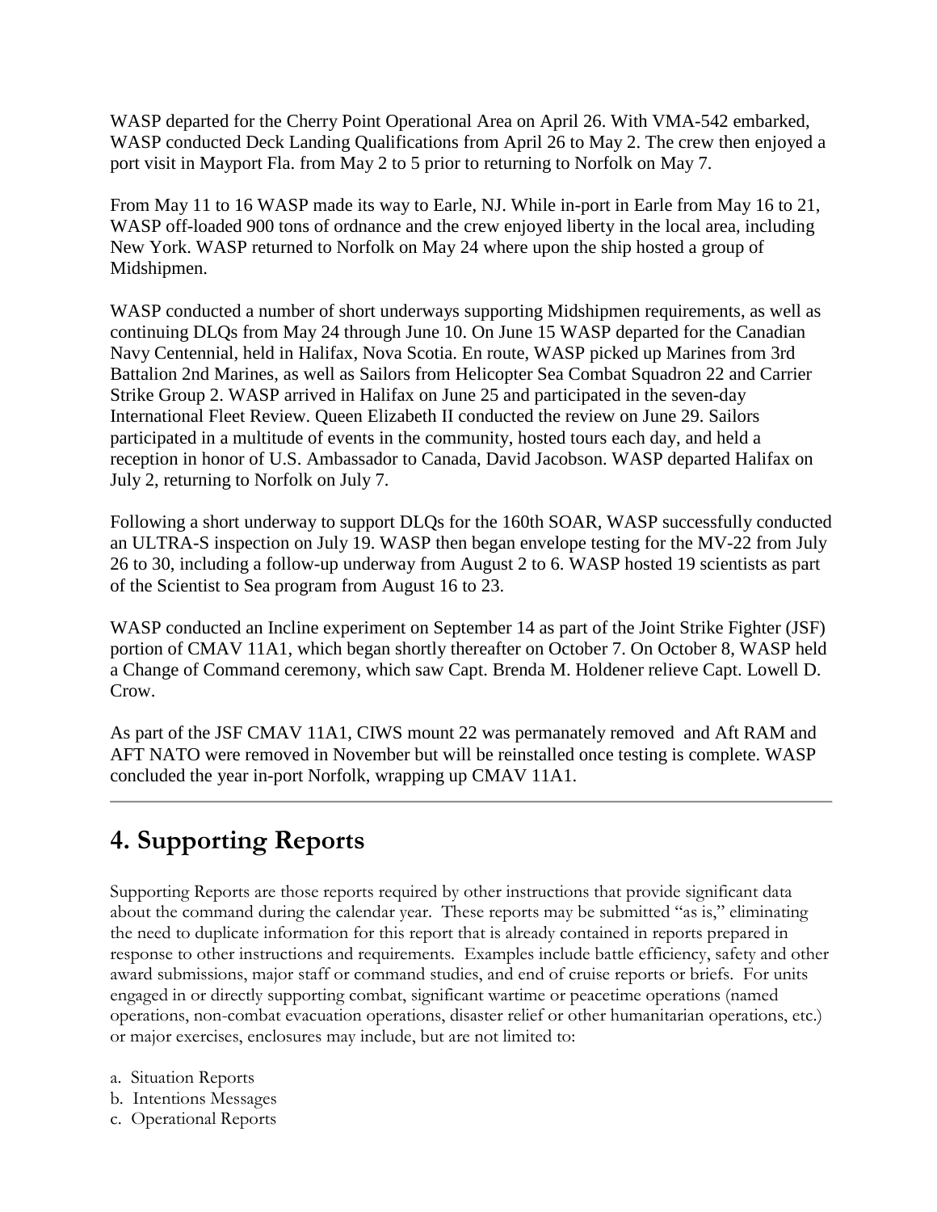WASP departed for the Cherry Point Operational Area on April 26. With VMA-542 embarked, WASP conducted Deck Landing Qualifications from April 26 to May 2. The crew then enjoyed a port visit in Mayport Fla. from May 2 to 5 prior to returning to Norfolk on May 7.

From May 11 to 16 WASP made its way to Earle, NJ. While in-port in Earle from May 16 to 21, WASP off-loaded 900 tons of ordnance and the crew enjoyed liberty in the local area, including New York. WASP returned to Norfolk on May 24 where upon the ship hosted a group of Midshipmen.

WASP conducted a number of short underways supporting Midshipmen requirements, as well as continuing DLQs from May 24 through June 10. On June 15 WASP departed for the Canadian Navy Centennial, held in Halifax, Nova Scotia. En route, WASP picked up Marines from 3rd Battalion 2nd Marines, as well as Sailors from Helicopter Sea Combat Squadron 22 and Carrier Strike Group 2. WASP arrived in Halifax on June 25 and participated in the seven-day International Fleet Review. Queen Elizabeth II conducted the review on June 29. Sailors participated in a multitude of events in the community, hosted tours each day, and held a reception in honor of U.S. Ambassador to Canada, David Jacobson. WASP departed Halifax on July 2, returning to Norfolk on July 7.

Following a short underway to support DLQs for the 160th SOAR, WASP successfully conducted an ULTRA-S inspection on July 19. WASP then began envelope testing for the MV-22 from July 26 to 30, including a follow-up underway from August 2 to 6. WASP hosted 19 scientists as part of the Scientist to Sea program from August 16 to 23.

WASP conducted an Incline experiment on September 14 as part of the Joint Strike Fighter (JSF) portion of CMAV 11A1, which began shortly thereafter on October 7. On October 8, WASP held a Change of Command ceremony, which saw Capt. Brenda M. Holdener relieve Capt. Lowell D. Crow.

As part of the JSF CMAV 11A1, CIWS mount 22 was permanately removed and Aft RAM and AFT NATO were removed in November but will be reinstalled once testing is complete. WASP concluded the year in-port Norfolk, wrapping up CMAV 11A1.

---

# 4. Supporting Reports

Supporting Reports are those reports required by other instructions that provide significant data about the command during the calendar year. These reports may be submitted "as is," eliminating the need to duplicate information for this report that is already contained in reports prepared in response to other instructions and requirements. Examples include battle efficiency, safety and other award submissions, major staff or command studies, and end of cruise reports or briefs. For units engaged in or directly supporting combat, significant wartime or peacetime operations (named operations, non-combat evacuation operations, disaster relief or other humanitarian operations, etc.) or major exercises, enclosures may include, but are not limited to:

a. Situation Reports
b. Intentions Messages
c. Operational Reports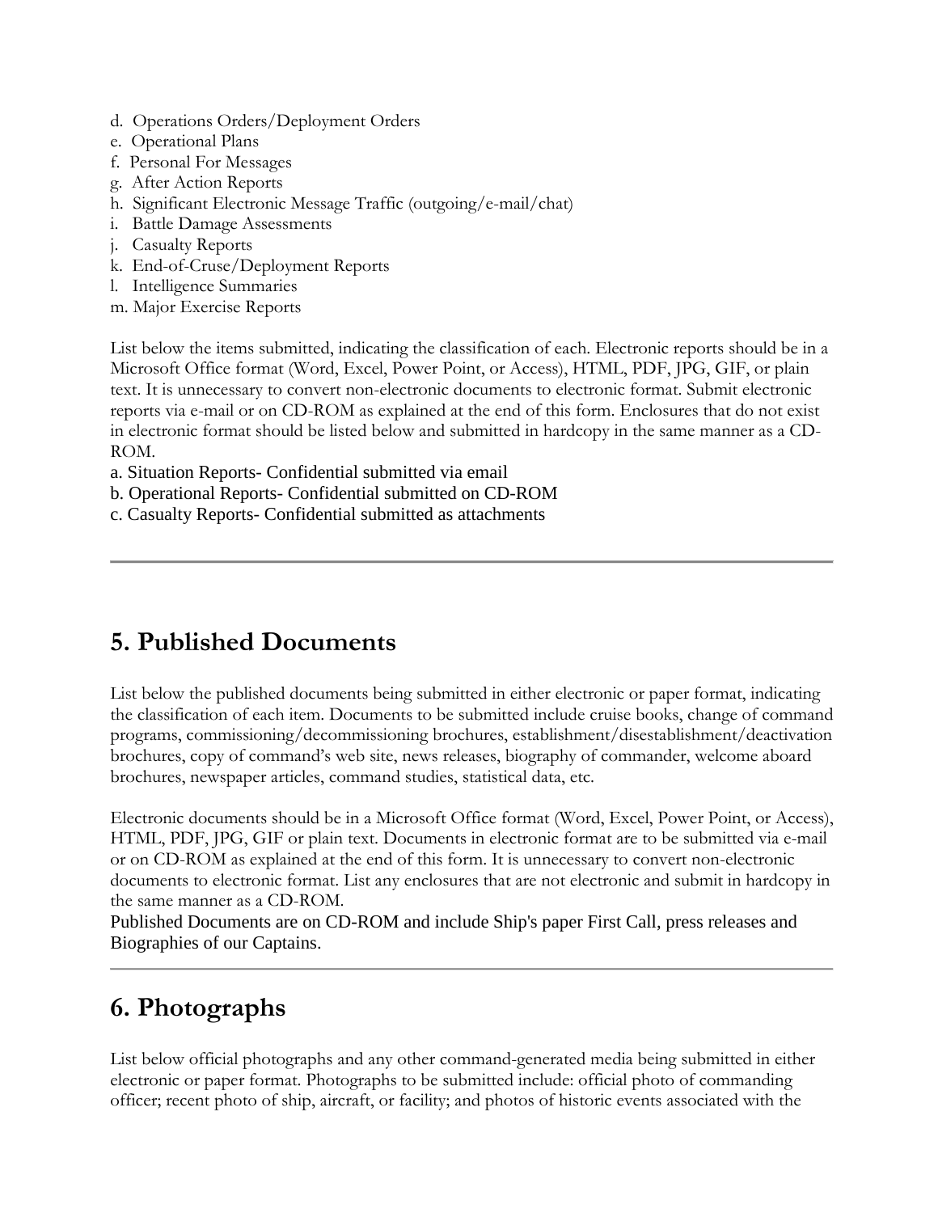d. Operations Orders/Deployment Orders
e. Operational Plans
f. Personal For Messages
g. After Action Reports
h. Significant Electronic Message Traffic (outgoing/e-mail/chat)
i. Battle Damage Assessments
j. Casualty Reports
k. End-of-Cruse/Deployment Reports
l. Intelligence Summaries
m. Major Exercise Reports

List below the items submitted, indicating the classification of each. Electronic reports should be in a Microsoft Office format (Word, Excel, Power Point, or Access), HTML, PDF, JPG, GIF, or plain text. It is unnecessary to convert non-electronic documents to electronic format. Submit electronic reports via e-mail or on CD-ROM as explained at the end of this form. Enclosures that do not exist in electronic format should be listed below and submitted in hardcopy in the same manner as a CD-ROM.

a. Situation Reports- Confidential submitted via email
b. Operational Reports- Confidential submitted on CD-ROM
c. Casualty Reports- Confidential submitted as attachments

---

## 5. Published Documents

List below the published documents being submitted in either electronic or paper format, indicating the classification of each item. Documents to be submitted include cruise books, change of command programs, commissioning/decommissioning brochures, establishment/disestablishment/deactivation brochures, copy of command's web site, news releases, biography of commander, welcome aboard brochures, newspaper articles, command studies, statistical data, etc.

Electronic documents should be in a Microsoft Office format (Word, Excel, Power Point, or Access), HTML, PDF, JPG, GIF or plain text. Documents in electronic format are to be submitted via e-mail or on CD-ROM as explained at the end of this form. It is unnecessary to convert non-electronic documents to electronic format. List any enclosures that are not electronic and submit in hardcopy in the same manner as a CD-ROM.

Published Documents are on CD-ROM and include Ship's paper First Call, press releases and Biographies of our Captains.

---

## 6. Photographs

List below official photographs and any other command-generated media being submitted in either electronic or paper format. Photographs to be submitted include: official photo of commanding officer; recent photo of ship, aircraft, or facility; and photos of historic events associated with the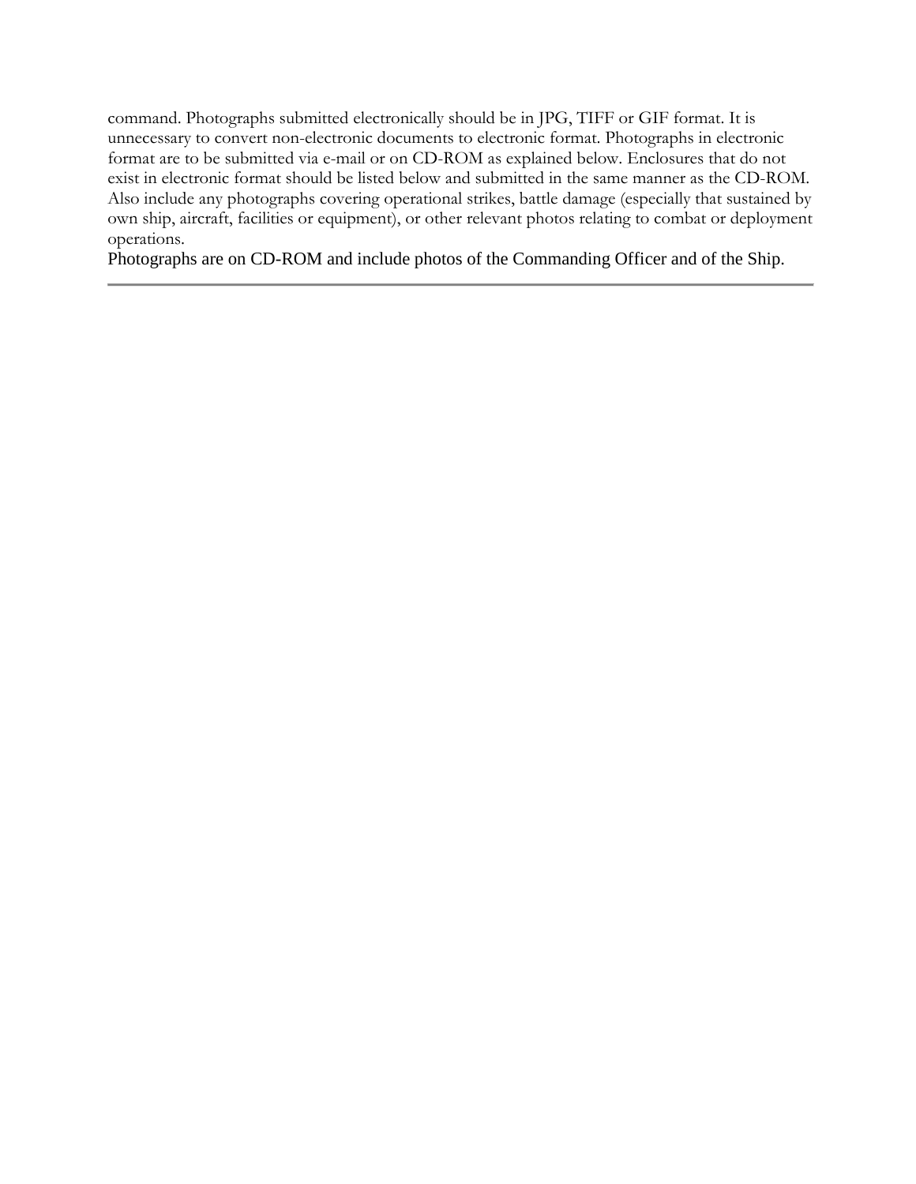command. Photographs submitted electronically should be in JPG, TIFF or GIF format. It is unnecessary to convert non-electronic documents to electronic format. Photographs in electronic format are to be submitted via e-mail or on CD-ROM as explained below. Enclosures that do not exist in electronic format should be listed below and submitted in the same manner as the CD-ROM. Also include any photographs covering operational strikes, battle damage (especially that sustained by own ship, aircraft, facilities or equipment), or other relevant photos relating to combat or deployment operations.

Photographs are on CD-ROM and include photos of the Commanding Officer and of the Ship.

---